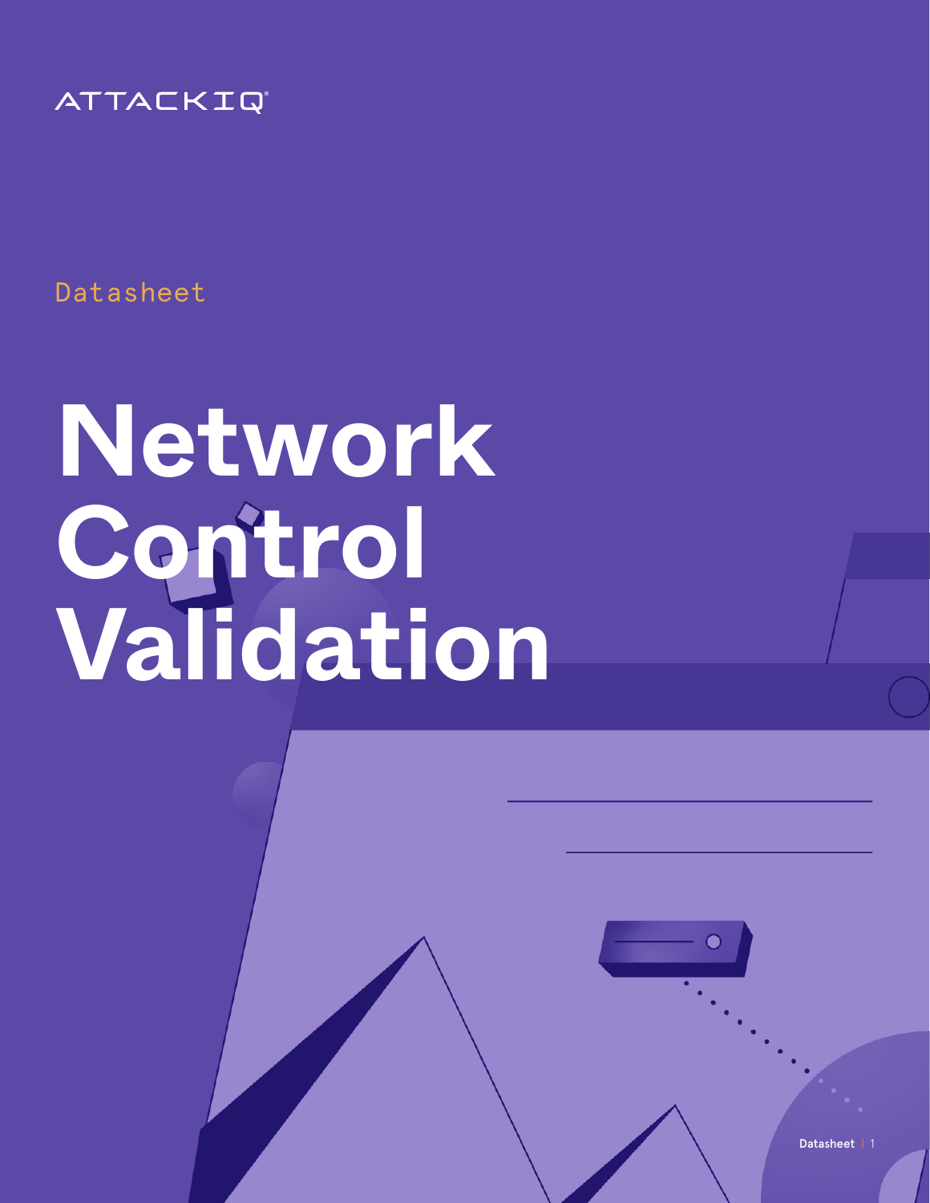ATTACKIQ

Datasheet

# Network Control Validation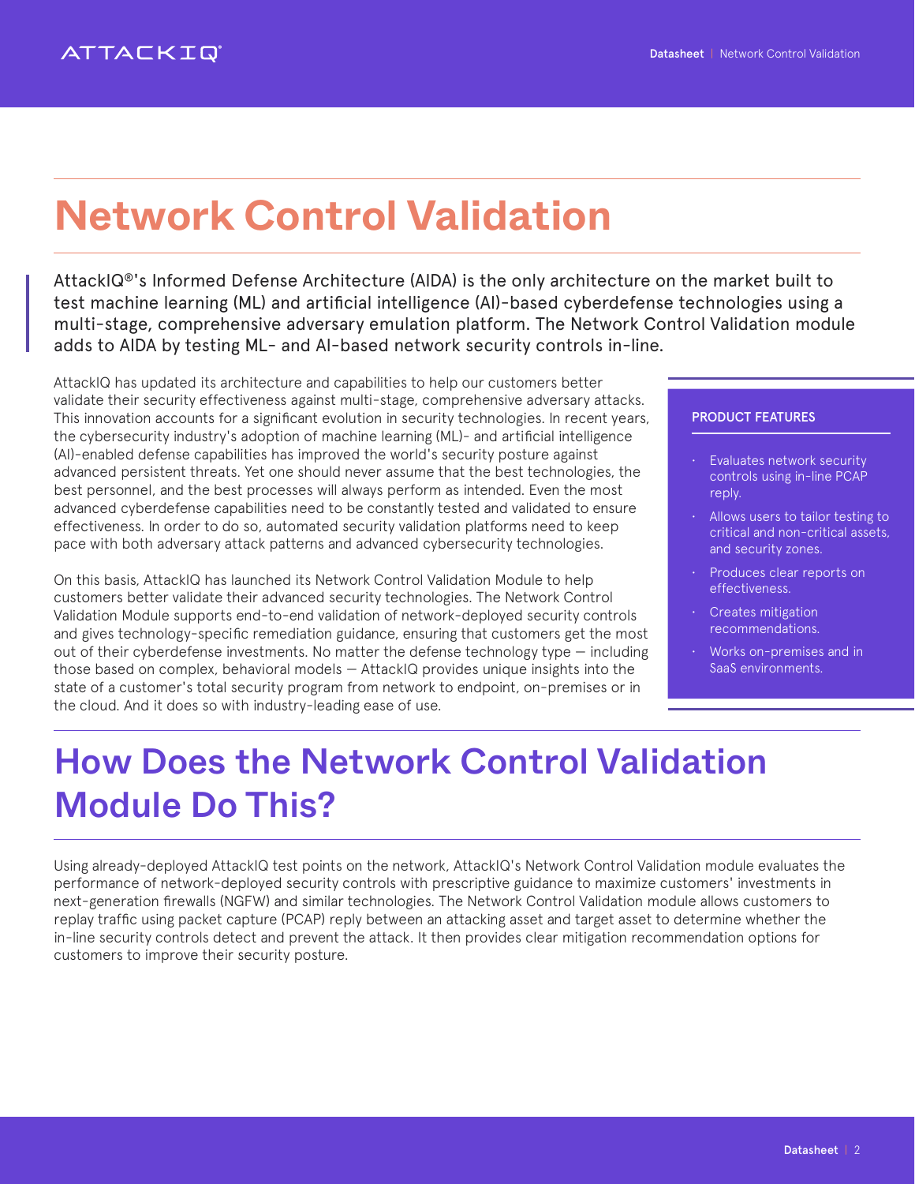# Network Control Validation

AttackIQ®'s Informed Defense Architecture (AIDA) is the only architecture on the market built to test machine learning (ML) and artificial intelligence (AI)-based cyberdefense technologies using a multi-stage, comprehensive adversary emulation platform. The Network Control Validation module adds to AIDA by testing ML- and AI-based network security controls in-line.

AttackIQ has updated its architecture and capabilities to help our customers better validate their security effectiveness against multi-stage, comprehensive adversary attacks. This innovation accounts for a significant evolution in security technologies. In recent years, the cybersecurity industry's adoption of machine learning (ML)- and artificial intelligence (AI)-enabled defense capabilities has improved the world's security posture against advanced persistent threats. Yet one should never assume that the best technologies, the best personnel, and the best processes will always perform as intended. Even the most advanced cyberdefense capabilities need to be constantly tested and validated to ensure effectiveness. In order to do so, automated security validation platforms need to keep pace with both adversary attack patterns and advanced cybersecurity technologies.

On this basis, AttackIQ has launched its Network Control Validation Module to help customers better validate their advanced security technologies. The Network Control Validation Module supports end-to-end validation of network-deployed security controls and gives technology-specific remediation guidance, ensuring that customers get the most out of their cyberdefense investments. No matter the defense technology type — including those based on complex, behavioral models — AttackIQ provides unique insights into the state of a customer's total security program from network to endpoint, on-premises or in the cloud. And it does so with industry-leading ease of use.

**PRODUCT FEATURES**

- Evaluates network security controls using in-line PCAP reply.
- Allows users to tailor testing to critical and non-critical assets, and security zones.
- Produces clear reports on effectiveness.
- Creates mitigation recommendations.
- Works on-premises and in SaaS environments.

## How Does the Network Control Validation Module Do This?

Using already-deployed AttackIQ test points on the network, AttackIQ's Network Control Validation module evaluates the performance of network-deployed security controls with prescriptive guidance to maximize customers' investments in next-generation firewalls (NGFW) and similar technologies. The Network Control Validation module allows customers to replay traffic using packet capture (PCAP) reply between an attacking asset and target asset to determine whether the in-line security controls detect and prevent the attack. It then provides clear mitigation recommendation options for customers to improve their security posture.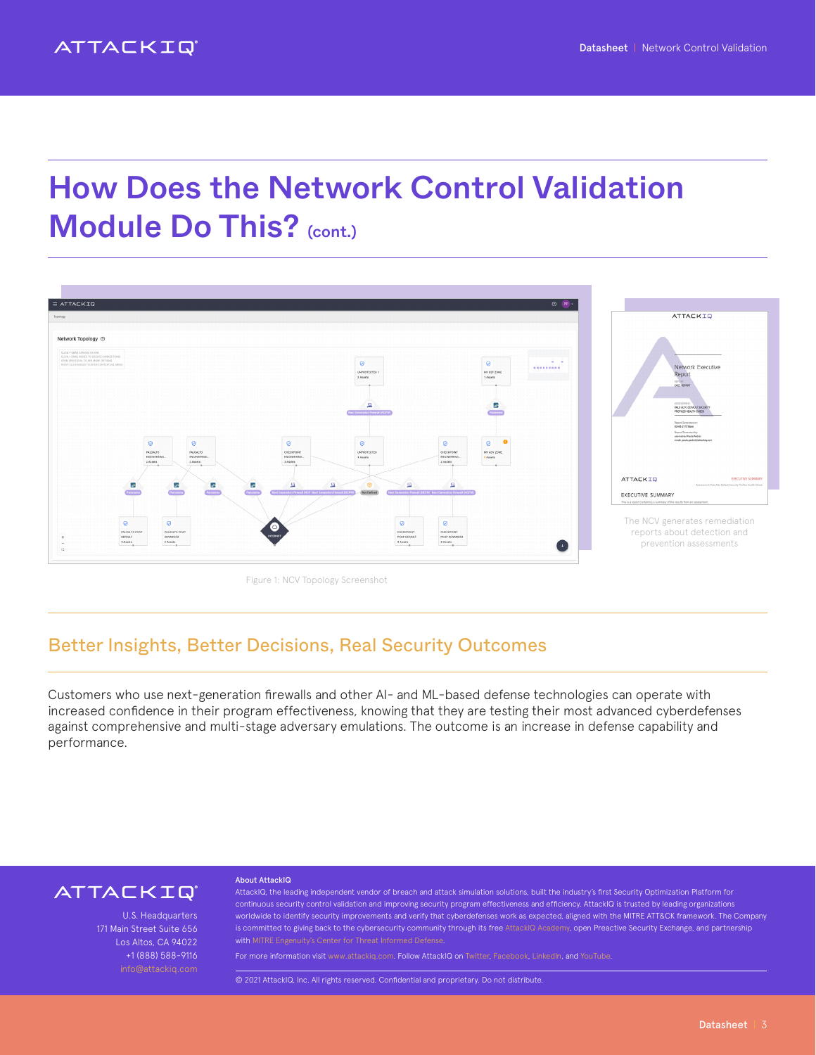# How Does the Network Control Validation Module Do This? (cont.)

Figure 1: NCV Topology Screenshot

The NCV generates remediation reports about detection and prevention assessments

## Better Insights, Better Decisions, Real Security Outcomes

Customers who use next-generation firewalls and other AI- and ML-based defense technologies can operate with increased confidence in their program effectiveness, knowing that they are testing their most advanced cyberdefenses against comprehensive and multi-stage adversary emulations. The outcome is an increase in defense capability and performance.

ATTACKIQ

U.S. Headquarters
171 Main Street Suite 656
Los Altos, CA 94022
+1 (888) 588-9116
info@attackiq.com

**About AttackIQ**

AttackIQ, the leading independent vendor of breach and attack simulation solutions, built the industry's first Security Optimization Platform for continuous security control validation and improving security program effectiveness and efficiency. AttackIQ is trusted by leading organizations worldwide to identify security improvements and verify that cyberdefenses work as expected, aligned with the MITRE ATT&CK framework. The Company is committed to giving back to the cybersecurity community through its free AttackIQ Academy, open Preactive Security Exchange, and partnership with MITRE Engenuity's Center for Threat Informed Defense.

For more information visit www.attackiq.com. Follow AttackIQ on Twitter, Facebook, LinkedIn, and YouTube.

© 2021 AttackIQ, Inc. All rights reserved. Confidential and proprietary. Do not distribute.